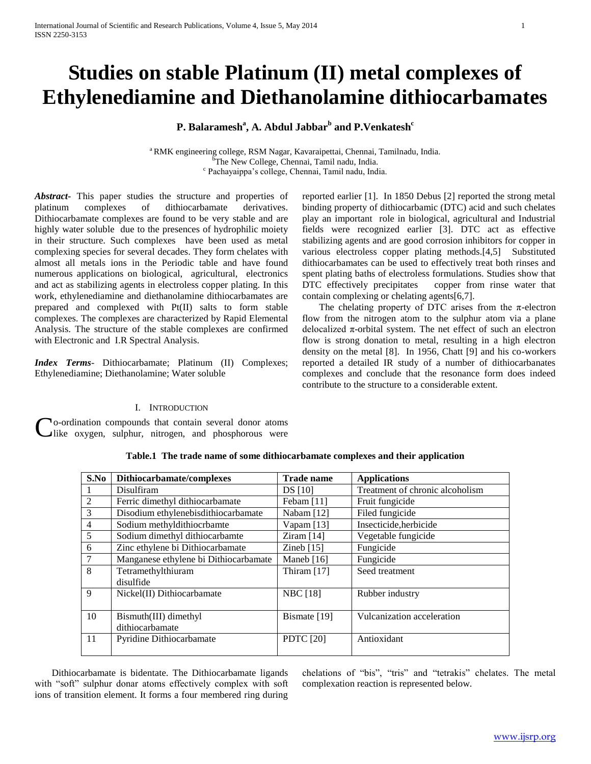# Studies on stable Platinum (II) metal complexes of Ethylenediamine and Diethanolamine dithiocarbamates

**P. Balaramesh[a], A. Abdul Jabbar[b] and P.Venkatesh[c]**

[a] RMK engineering college, RSM Nagar, Kavaraipettai, Chennai, Tamilnadu, India.
[b] The New College, Chennai, Tamil nadu, India.
[c] Pachayaippa's college, Chennai, Tamil nadu, India.

***Abstract***- This paper studies the structure and properties of platinum complexes of dithiocarbamate derivatives. Dithiocarbamate complexes are found to be very stable and are highly water soluble due to the presences of hydrophilic moiety in their structure. Such complexes have been used as metal complexing species for several decades. They form chelates with almost all metals ions in the Periodic table and have found numerous applications on biological, agricultural, electronics and act as stabilizing agents in electroless copper plating. In this work, ethylenediamine and diethanolamine dithiocarbamates are prepared and complexed with Pt(II) salts to form stable complexes. The complexes are characterized by Rapid Elemental Analysis. The structure of the stable complexes are confirmed with Electronic and I.R Spectral Analysis.

***Index Terms***- Dithiocarbamate; Platinum (II) Complexes; Ethylenediamine; Diethanolamine; Water soluble

## I. Introduction

Co-ordination compounds that contain several donor atoms like oxygen, sulphur, nitrogen, and phosphorous were reported earlier [1]. In 1850 Debus [2] reported the strong metal binding property of dithiocarbamic (DTC) acid and such chelates play an important role in biological, agricultural and Industrial fields were recognized earlier [3]. DTC act as effective stabilizing agents and are good corrosion inhibitors for copper in various electroless copper plating methods.[4,5] Substituted dithiocarbamates can be used to effectively treat both rinses and spent plating baths of electroless formulations. Studies show that DTC effectively precipitates copper from rinse water that contain complexing or chelating agents[6,7].

The chelating property of DTC arises from the π-electron flow from the nitrogen atom to the sulphur atom via a plane delocalized π-orbital system. The net effect of such an electron flow is strong donation to metal, resulting in a high electron density on the metal [8]. In 1956, Chatt [9] and his co-workers reported a detailed IR study of a number of dithiocarbanates complexes and conclude that the resonance form does indeed contribute to the structure to a considerable extent.

**Table.1 The trade name of some dithiocarbamate complexes and their application**

| S.No | Dithiocarbamate/complexes | Trade name | Applications |
|---|---|---|---|
| 1 | Disulfiram | DS [10] | Treatment of chronic alcoholism |
| 2 | Ferric dimethyl dithiocarbamate | Febam [11] | Fruit fungicide |
| 3 | Disodium ethylenebisdithiocarbamate | Nabam [12] | Filed fungicide |
| 4 | Sodium methyldithiocrbamte | Vapam [13] | Insecticide,herbicide |
| 5 | Sodium dimethyl dithiocarbamte | Ziram [14] | Vegetable fungicide |
| 6 | Zinc ethylene bi Dithiocarbamate | Zineb [15] | Fungicide |
| 7 | Manganese ethylene bi Dithiocarbamate | Maneb [16] | Fungicide |
| 8 | Tetramethylthiuram disulfide | Thiram [17] | Seed treatment |
| 9 | Nickel(II) Dithiocarbamate | NBC [18] | Rubber industry |
| 10 | Bismuth(III) dimethyl dithiocarbamate | Bismate [19] | Vulcanization acceleration |
| 11 | Pyridine Dithiocarbamate | PDTC [20] | Antioxidant |

Dithiocarbamate is bidentate. The Dithiocarbamate ligands with "soft" sulphur donar atoms effectively complex with soft ions of transition element. It forms a four membered ring during chelations of "bis", "tris" and "tetrakis" chelates. The metal complexation reaction is represented below.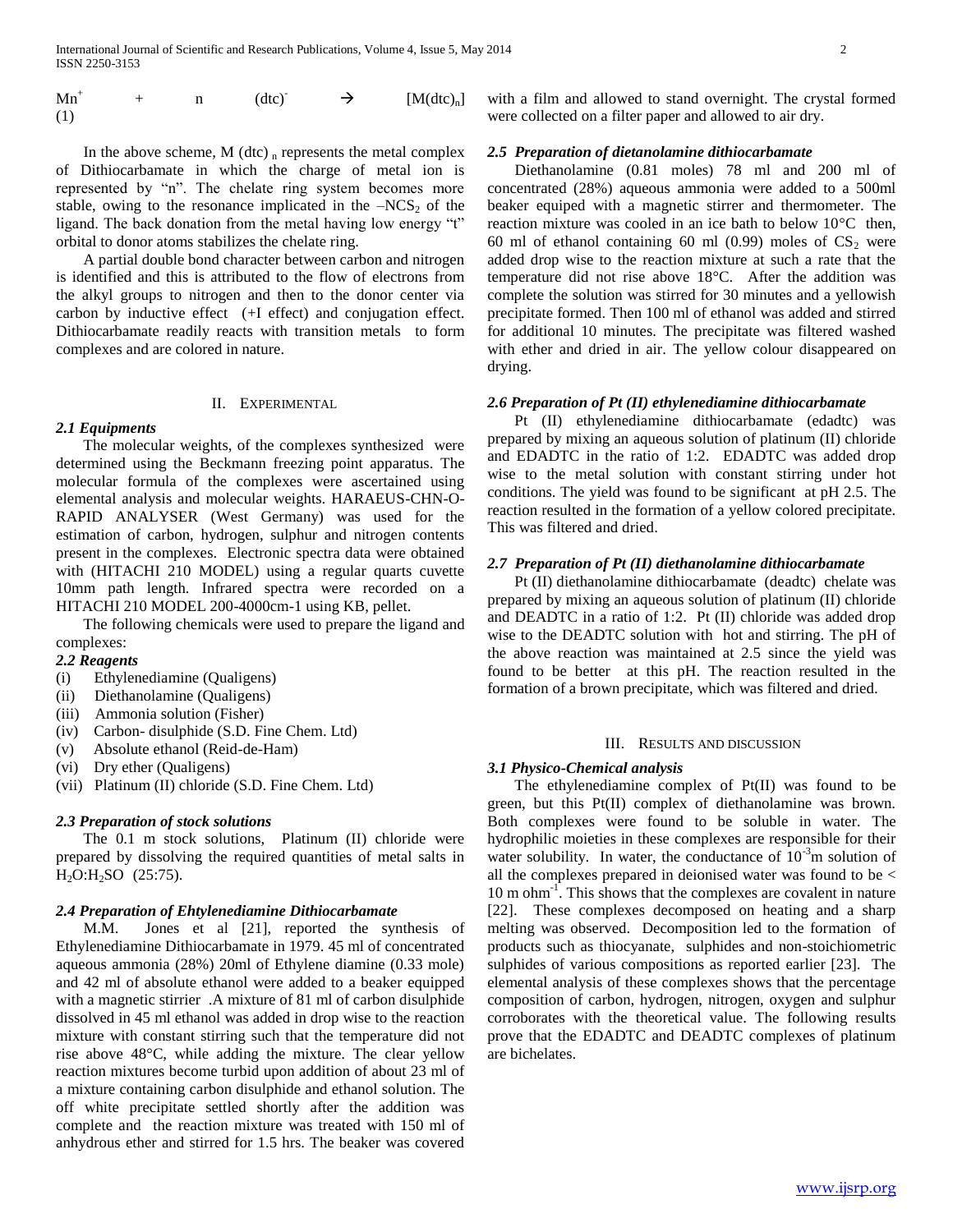$M^{n+} \quad + \quad n \quad (dtc)^{-} \quad \rightarrow \quad [M(dtc)_n]$ (1)

In the above scheme, M $(dtc)_n$ represents the metal complex of Dithiocarbamate in which the charge of metal ion is represented by "n". The chelate ring system becomes more stable, owing to the resonance implicated in the $-NCS_2$ of the ligand. The back donation from the metal having low energy "t" orbital to donor atoms stabilizes the chelate ring.

A partial double bond character between carbon and nitrogen is identified and this is attributed to the flow of electrons from the alkyl groups to nitrogen and then to the donor center via carbon by inductive effect (+I effect) and conjugation effect. Dithiocarbamate readily reacts with transition metals to form complexes and are colored in nature.

## II. Experimental

### *2.1 Equipments*

The molecular weights, of the complexes synthesized were determined using the Beckmann freezing point apparatus. The molecular formula of the complexes were ascertained using elemental analysis and molecular weights. HARAEUS-CHN-O-RAPID ANALYSER (West Germany) was used for the estimation of carbon, hydrogen, sulphur and nitrogen contents present in the complexes. Electronic spectra data were obtained with (HITACHI 210 MODEL) using a regular quarts cuvette 10mm path length. Infrared spectra were recorded on a HITACHI 210 MODEL 200-4000cm-1 using KB, pellet.

The following chemicals were used to prepare the ligand and complexes:

### *2.2 Reagents*

(i) Ethylenediamine (Qualigens)
(ii) Diethanolamine (Qualigens)
(iii) Ammonia solution (Fisher)
(iv) Carbon- disulphide (S.D. Fine Chem. Ltd)
(v) Absolute ethanol (Reid-de-Ham)
(vi) Dry ether (Qualigens)
(vii) Platinum (II) chloride (S.D. Fine Chem. Ltd)

### *2.3 Preparation of stock solutions*

The 0.1 m stock solutions, Platinum (II) chloride were prepared by dissolving the required quantities of metal salts in $H_2O:H_2SO$ (25:75).

### *2.4 Preparation of Ehtylenediamine Dithiocarbamate*

M.M. Jones et al [21], reported the synthesis of Ethylenediamine Dithiocarbamate in 1979. 45 ml of concentrated aqueous ammonia (28%) 20ml of Ethylene diamine (0.33 mole) and 42 ml of absolute ethanol were added to a beaker equipped with a magnetic stirrier .A mixture of 81 ml of carbon disulphide dissolved in 45 ml ethanol was added in drop wise to the reaction mixture with constant stirring such that the temperature did not rise above 48°C, while adding the mixture. The clear yellow reaction mixtures become turbid upon addition of about 23 ml of a mixture containing carbon disulphide and ethanol solution. The off white precipitate settled shortly after the addition was complete and the reaction mixture was treated with 150 ml of anhydrous ether and stirred for 1.5 hrs. The beaker was covered with a film and allowed to stand overnight. The crystal formed were collected on a filter paper and allowed to air dry.

### *2.5 Preparation of dietanolamine dithiocarbamate*

Diethanolamine (0.81 moles) 78 ml and 200 ml of concentrated (28%) aqueous ammonia were added to a 500ml beaker equiped with a magnetic stirrer and thermometer. The reaction mixture was cooled in an ice bath to below 10°C then, 60 ml of ethanol containing 60 ml (0.99) moles of $CS_2$ were added drop wise to the reaction mixture at such a rate that the temperature did not rise above 18°C. After the addition was complete the solution was stirred for 30 minutes and a yellowish precipitate formed. Then 100 ml of ethanol was added and stirred for additional 10 minutes. The precipitate was filtered washed with ether and dried in air. The yellow colour disappeared on drying.

### *2.6 Preparation of Pt (II) ethylenediamine dithiocarbamate*

Pt (II) ethylenediamine dithiocarbamate (edadtc) was prepared by mixing an aqueous solution of platinum (II) chloride and EDADTC in the ratio of 1:2. EDADTC was added drop wise to the metal solution with constant stirring under hot conditions. The yield was found to be significant at pH 2.5. The reaction resulted in the formation of a yellow colored precipitate. This was filtered and dried.

### *2.7 Preparation of Pt (II) diethanolamine dithiocarbamate*

Pt (II) diethanolamine dithiocarbamate (deadtc) chelate was prepared by mixing an aqueous solution of platinum (II) chloride and DEADTC in a ratio of 1:2. Pt (II) chloride was added drop wise to the DEADTC solution with hot and stirring. The pH of the above reaction was maintained at 2.5 since the yield was found to be better at this pH. The reaction resulted in the formation of a brown precipitate, which was filtered and dried.

## III. Results and Discussion

### *3.1 Physico-Chemical analysis*

The ethylenediamine complex of Pt(II) was found to be green, but this Pt(II) complex of diethanolamine was brown. Both complexes were found to be soluble in water. The hydrophilic moieties in these complexes are responsible for their water solubility. In water, the conductance of $10^{-3}$m solution of all the complexes prepared in deionised water was found to be < 10 m $ohm^{-1}$. This shows that the complexes are covalent in nature [22]. These complexes decomposed on heating and a sharp melting was observed. Decomposition led to the formation of products such as thiocyanate, sulphides and non-stoichiometric sulphides of various compositions as reported earlier [23]. The elemental analysis of these complexes shows that the percentage composition of carbon, hydrogen, nitrogen, oxygen and sulphur corroborates with the theoretical value. The following results prove that the EDADTC and DEADTC complexes of platinum are bichelates.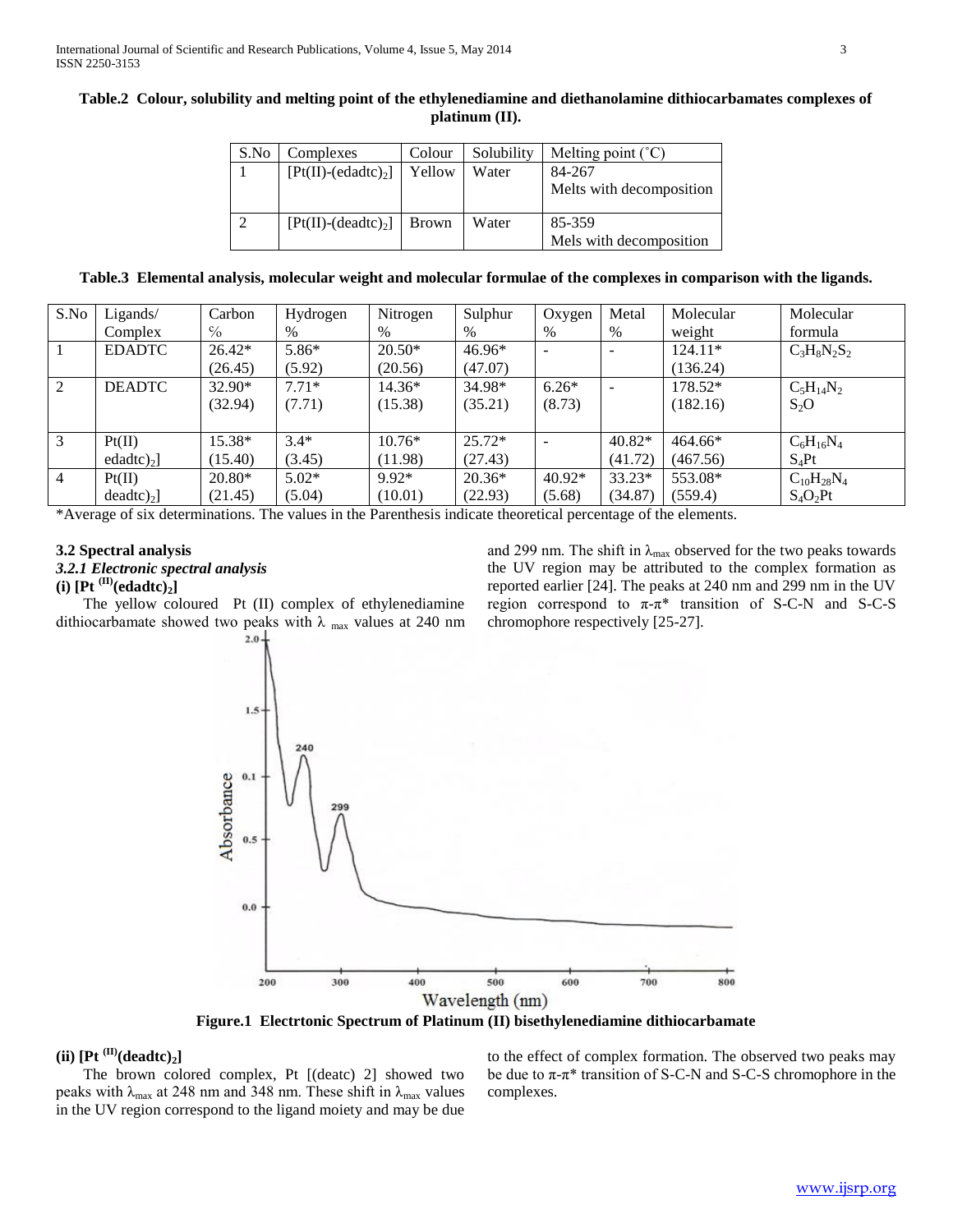**Table.2 Colour, solubility and melting point of the ethylenediamine and diethanolamine dithiocarbamates complexes of platinum (II).**

| S.No | Complexes | Colour | Solubility | Melting point (˚C) |
|---|---|---|---|---|
| 1 | $[Pt(II)\text{-}(edadtc)_2]$ | Yellow | Water | 84-267 Melts with decomposition |
| 2 | $[Pt(II)\text{-}(deadtc)_2]$ | Brown | Water | 85-359 Mels with decomposition |

**Table.3 Elemental analysis, molecular weight and molecular formulae of the complexes in comparison with the ligands.**

| S.No | Ligands/ Complex | Carbon % | Hydrogen % | Nitrogen % | Sulphur % | Oxygen % | Metal % | Molecular weight | Molecular formula |
|---|---|---|---|---|---|---|---|---|---|
| 1 | EDADTC | 26.42* (26.45) | 5.86* (5.92) | 20.50* (20.56) | 46.96* (47.07) | - | - | 124.11* (136.24) | $C_3H_8N_2S_2$ |
| 2 | DEADTC | 32.90* (32.94) | 7.71* (7.71) | 14.36* (15.38) | 34.98* (35.21) | 6.26* (8.73) | - | 178.52* (182.16) | $C_5H_{14}N_2S_2O$ |
| 3 | Pt(II) edadtc)$_2$] | 15.38* (15.40) | 3.4* (3.45) | 10.76* (11.98) | 25.72* (27.43) | - | 40.82* (41.72) | 464.66* (467.56) | $C_6H_{16}N_4S_4Pt$ |
| 4 | Pt(II) deadtc)$_2$] | 20.80* (21.45) | 5.02* (5.04) | 9.92* (10.01) | 20.36* (22.93) | 40.92* (5.68) | 33.23* (34.87) | 553.08* (559.4) | $C_{10}H_{28}N_4S_4O_2Pt$ |

*Average of six determinations. The values in the Parenthesis indicate theoretical percentage of the elements.

### 3.2 Spectral analysis

#### *3.2.1 Electronic spectral analysis*

**(i) $[Pt^{(II)}(edadtc)_2]$**

The yellow coloured Pt (II) complex of ethylenediamine dithiocarbamate showed two peaks with $\lambda_{max}$ values at 240 nm and 299 nm. The shift in $\lambda_{max}$ observed for the two peaks towards the UV region may be attributed to the complex formation as reported earlier [24]. The peaks at 240 nm and 299 nm in the UV region correspond to $\pi$-$\pi^*$ transition of S-C-N and S-C-S chromophore respectively [25-27].

**Figure.1 Electrtonic Spectrum of Platinum (II) bisethylenediamine dithiocarbamate**

**(ii) $[Pt^{(II)}(deadtc)_2]$**

The brown colored complex, Pt [(deatc) 2] showed two peaks with $\lambda_{max}$ at 248 nm and 348 nm. These shift in $\lambda_{max}$ values in the UV region correspond to the ligand moiety and may be due to the effect of complex formation. The observed two peaks may be due to $\pi$-$\pi^*$ transition of S-C-N and S-C-S chromophore in the complexes.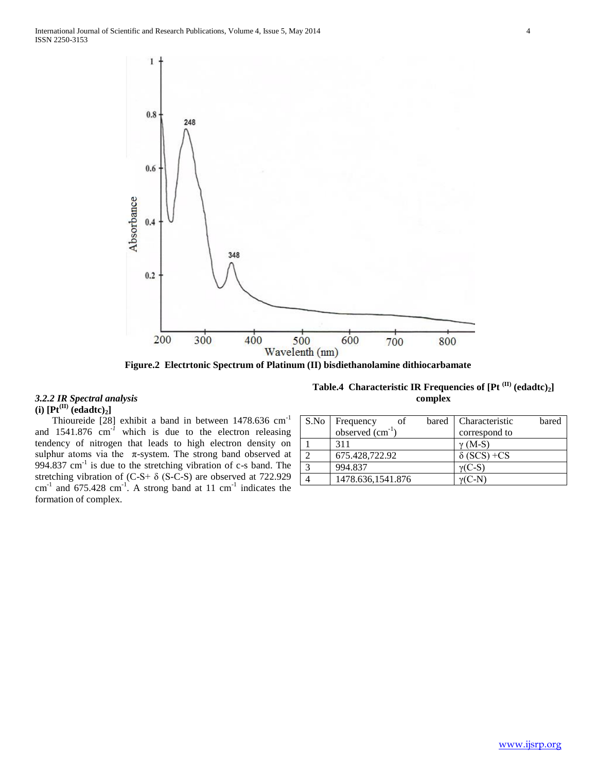Figure.2 Electrtonic Spectrum of Platinum (II) bisdiethanolamine dithiocarbamate

### *3.2.2 IR Spectral analysis*

**(i) $[Pt^{(II)}(edadtc)_2]$**

Thioureide [28] exhibit a band in between 1478.636 $cm^{-1}$ and 1541.876 $cm^{-1}$ which is due to the electron releasing tendency of nitrogen that leads to high electron density on sulphur atoms via the $\pi$-system. The strong band observed at 994.837 $cm^{-1}$ is due to the stretching vibration of c-s band. The stretching vibration of (C-S+ $\delta$ (S-C-S) are observed at 722.929 $cm^{-1}$ and 675.428 $cm^{-1}$. A strong band at 11 $cm^{-1}$ indicates the formation of complex.

**Table.4 Characteristic IR Frequencies of $[Pt^{(II)}(edadtc)_2]$ complex**

| S.No | Frequency of bared observed ($cm^{-1}$) | Characteristic bared correspond to |
|---|---|---|
| 1 | 311 | $\gamma$ (M-S) |
| 2 | 675.428,722.92 | $\delta$ (SCS) +CS |
| 3 | 994.837 | $\gamma$(C-S) |
| 4 | 1478.636,1541.876 | $\gamma$(C-N) |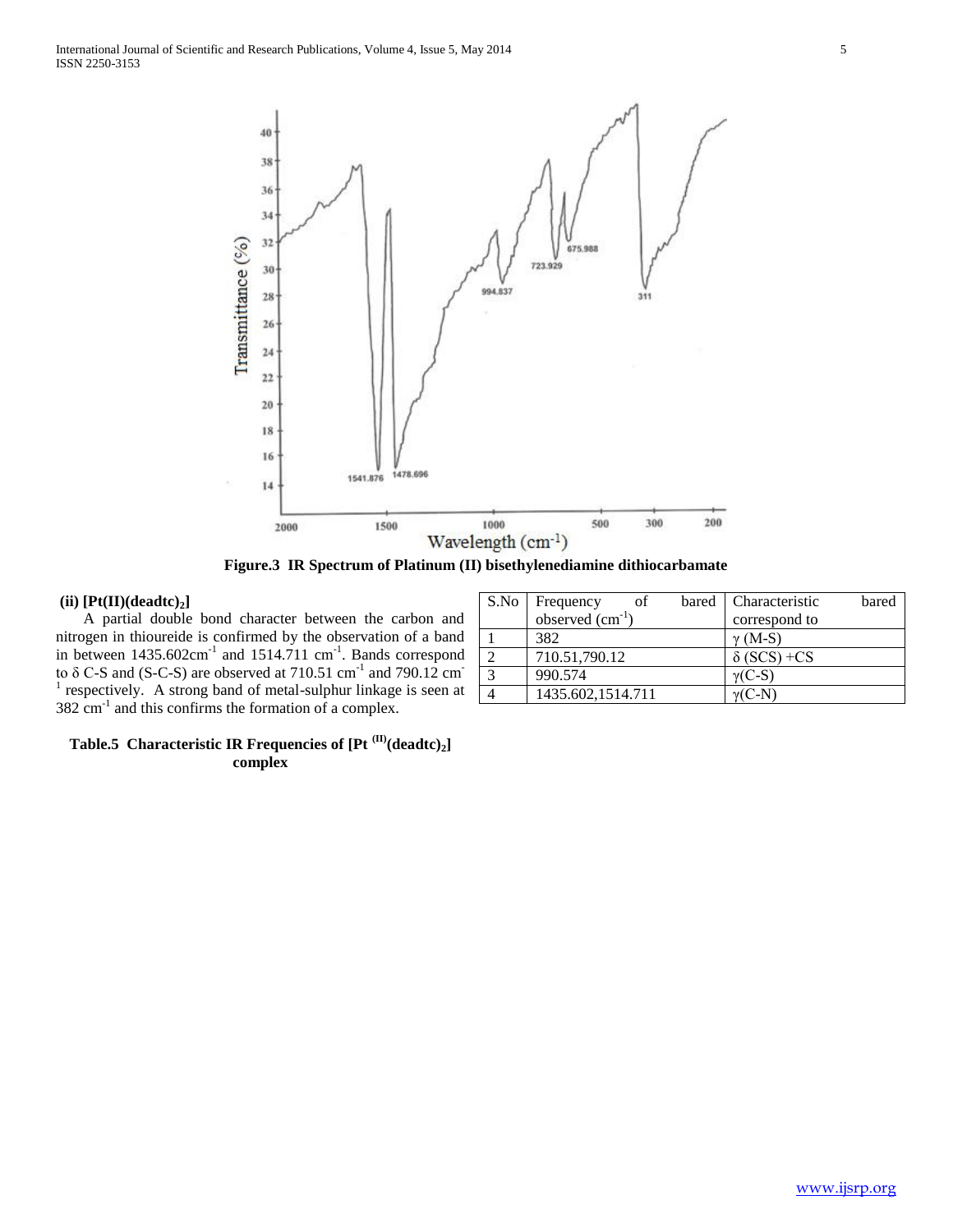Figure.3 IR Spectrum of Platinum (II) bisethylenediamine dithiocarbamate

**(ii) [Pt(II)(deadtc)$_2$]**

A partial double bond character between the carbon and nitrogen in thioureide is confirmed by the observation of a band in between 1435.602cm$^{-1}$ and 1514.711 cm$^{-1}$. Bands correspond to δ C-S and (S-C-S) are observed at 710.51 cm$^{-1}$ and 790.12 cm$^{-1}$ respectively. A strong band of metal-sulphur linkage is seen at 382 cm$^{-1}$ and this confirms the formation of a complex.

**Table.5 Characteristic IR Frequencies of [Pt$^{(II)}$(deadtc)$_2$] complex**

| S.No | Frequency of bared observed (cm$^{-1}$) | Characteristic bared correspond to |
|---|---|---|
| 1 | 382 | γ (M-S) |
| 2 | 710.51,790.12 | δ (SCS) +CS |
| 3 | 990.574 | γ(C-S) |
| 4 | 1435.602,1514.711 | γ(C-N) |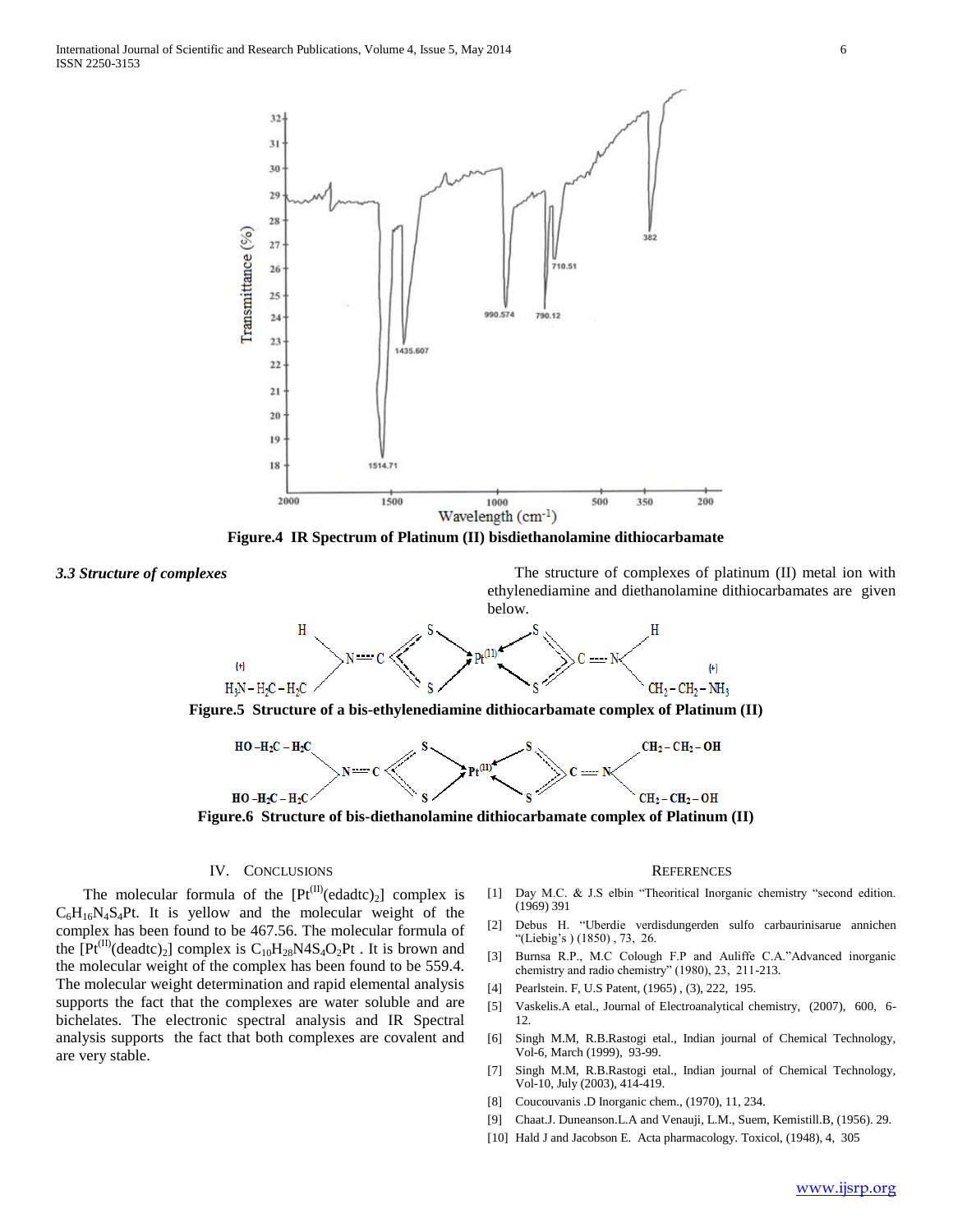Figure.4 IR Spectrum of Platinum (II) bisdiethanolamine dithiocarbamate

### *3.3 Structure of complexes*

The structure of complexes of platinum (II) metal ion with ethylenediamine and diethanolamine dithiocarbamates are given below.

Figure.5 Structure of a bis-ethylenediamine dithiocarbamate complex of Platinum (II)

Figure.6 Structure of bis-diethanolamine dithiocarbamate complex of Platinum (II)

## IV. Conclusions

The molecular formula of the $[Pt^{(II)}(edadtc)_2]$ complex is $C_6H_{16}N_4S_4Pt$. It is yellow and the molecular weight of the complex has been found to be 467.56. The molecular formula of the $[Pt^{(II)}(deadtc)_2]$ complex is $C_{10}H_{28}N4S_4O_2Pt$ . It is brown and the molecular weight of the complex has been found to be 559.4. The molecular weight determination and rapid elemental analysis supports the fact that the complexes are water soluble and are bichelates. The electronic spectral analysis and IR Spectral analysis supports the fact that both complexes are covalent and are very stable.

## References

[1] Day M.C. & J.S elbin "Theoritical Inorganic chemistry "second edition. (1969) 391

[2] Debus H. "Uberdie verdisdungerden sulfo carbaurinisarue annichen "(Liebig's ) (1850) , 73, 26.

[3] Burnsa R.P., M.C Colough F.P and Auliffe C.A."Advanced inorganic chemistry and radio chemistry" (1980), 23, 211-213.

[4] Pearlstein. F, U.S Patent, (1965) , (3), 222, 195.

[5] Vaskelis.A etal., Journal of Electroanalytical chemistry, (2007), 600, 6-12.

[6] Singh M.M, R.B.Rastogi etal., Indian journal of Chemical Technology, Vol-6, March (1999), 93-99.

[7] Singh M.M, R.B.Rastogi etal., Indian journal of Chemical Technology, Vol-10, July (2003), 414-419.

[8] Coucouvanis .D Inorganic chem., (1970), 11, 234.

[9] Chaat.J. Duneanson.L.A and Venauji, L.M., Suem, Kemistill.B, (1956). 29.

[10] Hald J and Jacobson E. Acta pharmacology. Toxicol, (1948), 4, 305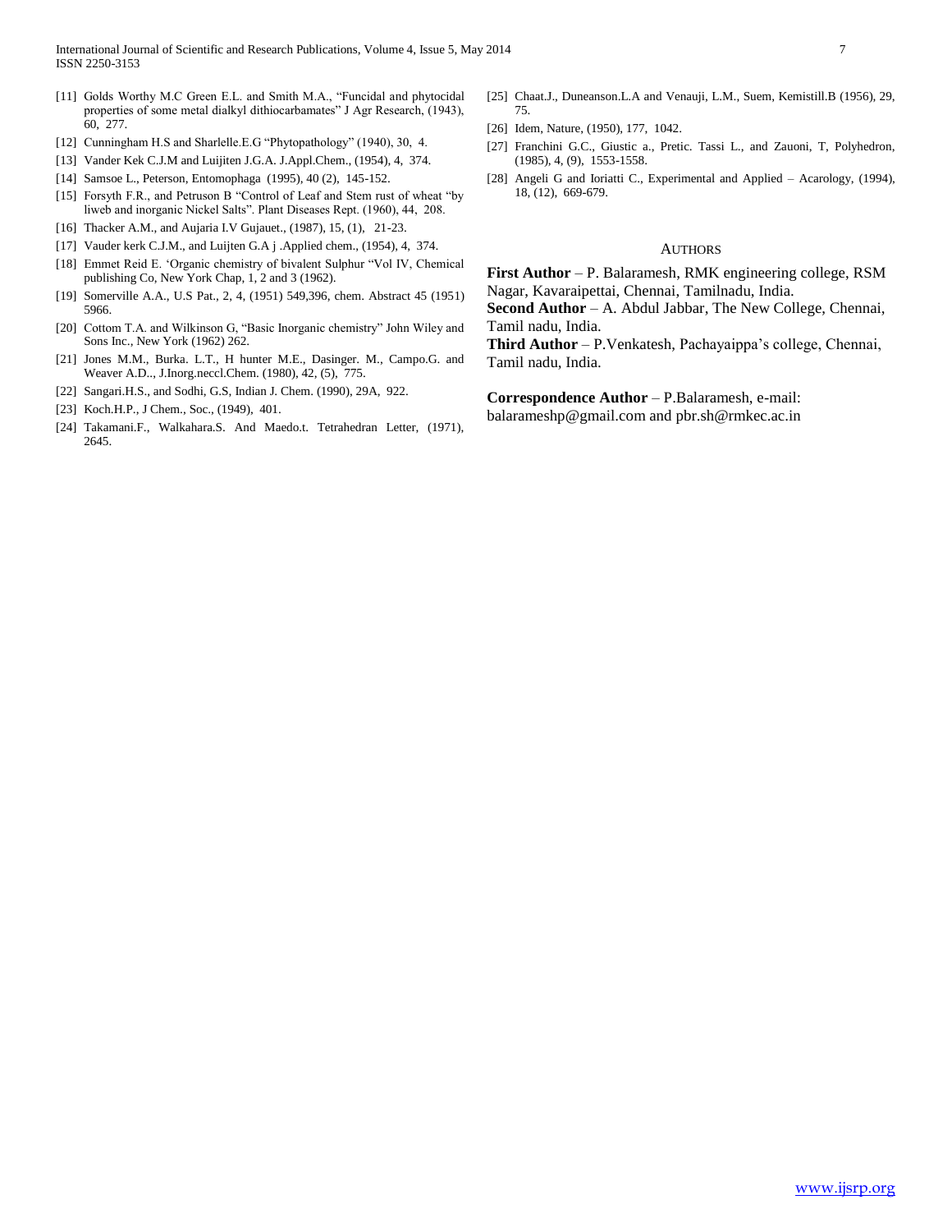[11] Golds Worthy M.C Green E.L. and Smith M.A., "Funcidal and phytocidal properties of some metal dialkyl dithiocarbamates" J Agr Research, (1943), 60, 277.

[12] Cunningham H.S and Sharlelle.E.G "Phytopathology" (1940), 30, 4.

[13] Vander Kek C.J.M and Luijiten J.G.A. J.Appl.Chem., (1954), 4, 374.

[14] Samsoe L., Peterson, Entomophaga (1995), 40 (2), 145-152.

[15] Forsyth F.R., and Petruson B "Control of Leaf and Stem rust of wheat "by liweb and inorganic Nickel Salts". Plant Diseases Rept. (1960), 44, 208.

[16] Thacker A.M., and Aujaria I.V Gujauet., (1987), 15, (1), 21-23.

[17] Vauder kerk C.J.M., and Luijten G.A j .Applied chem., (1954), 4, 374.

[18] Emmet Reid E. 'Organic chemistry of bivalent Sulphur "Vol IV, Chemical publishing Co, New York Chap, 1, 2 and 3 (1962).

[19] Somerville A.A., U.S Pat., 2, 4, (1951) 549,396, chem. Abstract 45 (1951) 5966.

[20] Cottom T.A. and Wilkinson G, "Basic Inorganic chemistry" John Wiley and Sons Inc., New York (1962) 262.

[21] Jones M.M., Burka. L.T., H hunter M.E., Dasinger. M., Campo.G. and Weaver A.D.., J.Inorg.neccl.Chem. (1980), 42, (5), 775.

[22] Sangari.H.S., and Sodhi, G.S, Indian J. Chem. (1990), 29A, 922.

[23] Koch.H.P., J Chem., Soc., (1949), 401.

[24] Takamani.F., Walkahara.S. And Maedo.t. Tetrahedran Letter, (1971), 2645.

[25] Chaat.J., Duneanson.L.A and Venauji, L.M., Suem, Kemistill.B (1956), 29, 75.

[26] Idem, Nature, (1950), 177, 1042.

[27] Franchini G.C., Giustic a., Pretic. Tassi L., and Zauoni, T, Polyhedron, (1985), 4, (9), 1553-1558.

[28] Angeli G and Ioriatti C., Experimental and Applied – Acarology, (1994), 18, (12), 669-679.

## AUTHORS

**First Author** – P. Balaramesh, RMK engineering college, RSM Nagar, Kavaraipettai, Chennai, Tamilnadu, India.

**Second Author** – A. Abdul Jabbar, The New College, Chennai, Tamil nadu, India.

**Third Author** – P.Venkatesh, Pachayaippa's college, Chennai, Tamil nadu, India.

**Correspondence Author** – P.Balaramesh, e-mail: balarameshp@gmail.com and pbr.sh@rmkec.ac.in